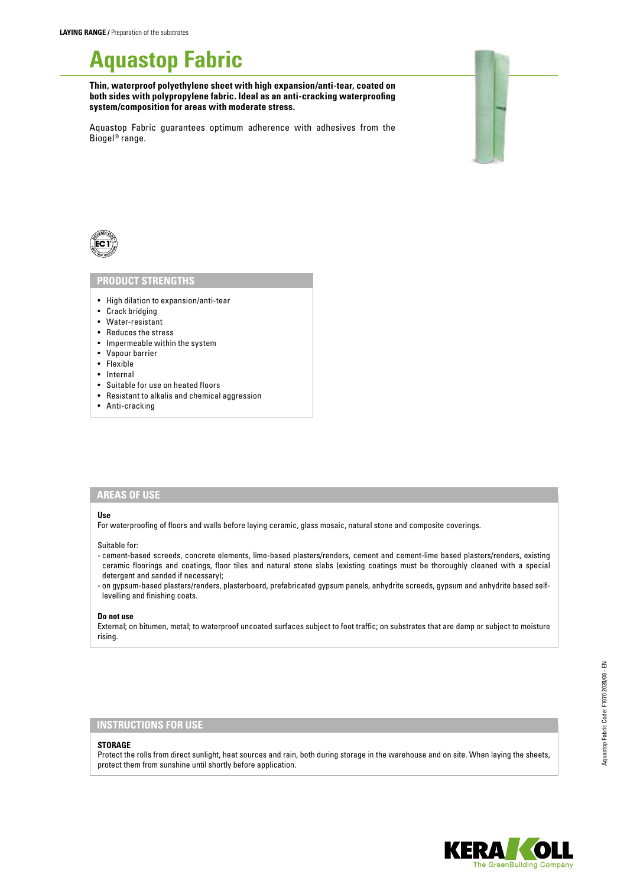**LAYING RANGE /** Preparation of the substrates

# Aquastop Fabric

**Thin, waterproof polyethylene sheet with high expansion/anti-tear, coated on both sides with polypropylene fabric. Ideal as an anti-cracking waterproofing system/composition for areas with moderate stress.**

Aquastop Fabric guarantees optimum adherence with adhesives from the Biogel® range.

## PRODUCT STRENGTHS

- High dilation to expansion/anti-tear
- Crack bridging
- Water-resistant
- Reduces the stress
- Impermeable within the system
- Vapour barrier
- Flexible
- Internal
- Suitable for use on heated floors
- Resistant to alkalis and chemical aggression
- Anti-cracking

## AREAS OF USE

**Use**

For waterproofing of floors and walls before laying ceramic, glass mosaic, natural stone and composite coverings.

Suitable for:

- cement-based screeds, concrete elements, lime-based plasters/renders, cement and cement-lime based plasters/renders, existing ceramic floorings and coatings, floor tiles and natural stone slabs (existing coatings must be thoroughly cleaned with a special detergent and sanded if necessary);
- on gypsum-based plasters/renders, plasterboard, prefabricated gypsum panels, anhydrite screeds, gypsum and anhydrite based self-levelling and finishing coats.

**Do not use**

External; on bitumen, metal; to waterproof uncoated surfaces subject to foot traffic; on substrates that are damp or subject to moisture rising.

## INSTRUCTIONS FOR USE

**STORAGE**

Protect the rolls from direct sunlight, heat sources and rain, both during storage in the warehouse and on site. When laying the sheets, protect them from sunshine until shortly before application.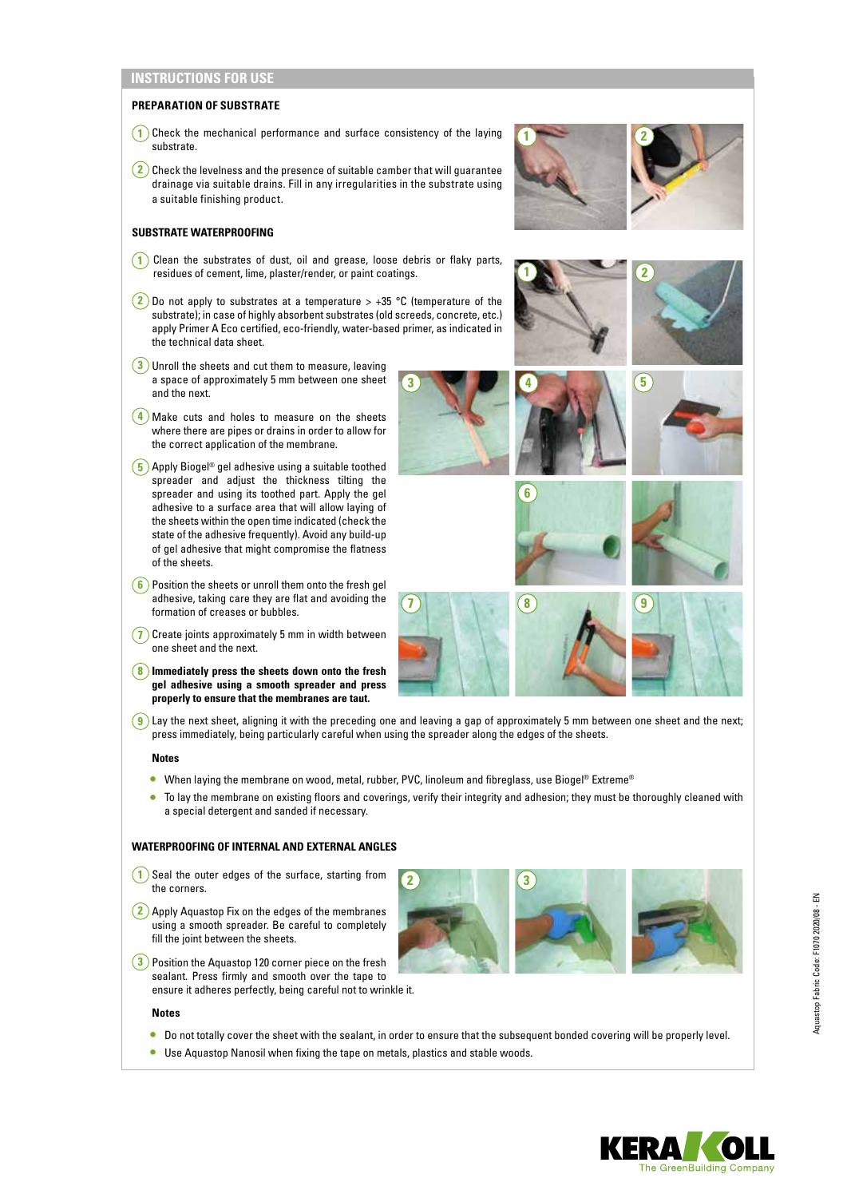## INSTRUCTIONS FOR USE

### PREPARATION OF SUBSTRATE

1. Check the mechanical performance and surface consistency of the laying substrate.
2. Check the levelness and the presence of suitable camber that will guarantee drainage via suitable drains. Fill in any irregularities in the substrate using a suitable finishing product.

### SUBSTRATE WATERPROOFING

1. Clean the substrates of dust, oil and grease, loose debris or flaky parts, residues of cement, lime, plaster/render, or paint coatings.
2. Do not apply to substrates at a temperature > +35 °C (temperature of the substrate); in case of highly absorbent substrates (old screeds, concrete, etc.) apply Primer A Eco certified, eco-friendly, water-based primer, as indicated in the technical data sheet.
3. Unroll the sheets and cut them to measure, leaving a space of approximately 5 mm between one sheet and the next.
4. Make cuts and holes to measure on the sheets where there are pipes or drains in order to allow for the correct application of the membrane.
5. Apply Biogel® gel adhesive using a suitable toothed spreader and adjust the thickness tilting the spreader and using its toothed part. Apply the gel adhesive to a surface area that will allow laying of the sheets within the open time indicated (check the state of the adhesive frequently). Avoid any build-up of gel adhesive that might compromise the flatness of the sheets.
6. Position the sheets or unroll them onto the fresh gel adhesive, taking care they are flat and avoiding the formation of creases or bubbles.
7. Create joints approximately 5 mm in width between one sheet and the next.
8. **Immediately press the sheets down onto the fresh gel adhesive using a smooth spreader and press properly to ensure that the membranes are taut.**
9. Lay the next sheet, aligning it with the preceding one and leaving a gap of approximately 5 mm between one sheet and the next; press immediately, being particularly careful when using the spreader along the edges of the sheets.

**Notes**

- When laying the membrane on wood, metal, rubber, PVC, linoleum and fibreglass, use Biogel® Extreme®
- To lay the membrane on existing floors and coverings, verify their integrity and adhesion; they must be thoroughly cleaned with a special detergent and sanded if necessary.

### WATERPROOFING OF INTERNAL AND EXTERNAL ANGLES

1. Seal the outer edges of the surface, starting from the corners.
2. Apply Aquastop Fix on the edges of the membranes using a smooth spreader. Be careful to completely fill the joint between the sheets.
3. Position the Aquastop 120 corner piece on the fresh sealant. Press firmly and smooth over the tape to ensure it adheres perfectly, being careful not to wrinkle it.

**Notes**

- Do not totally cover the sheet with the sealant, in order to ensure that the subsequent bonded covering will be properly level.
- Use Aquastop Nanosil when fixing the tape on metals, plastics and stable woods.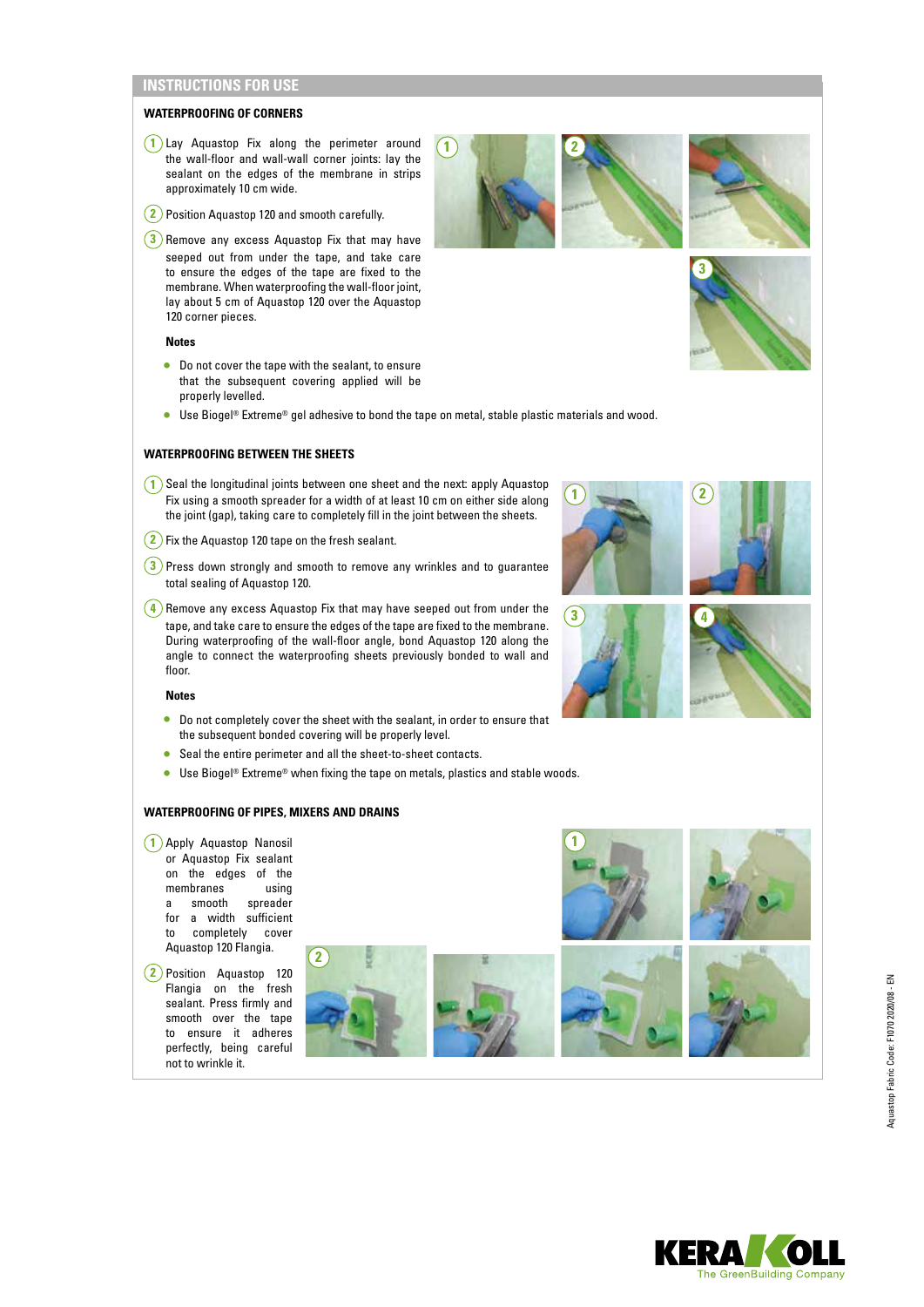## INSTRUCTIONS FOR USE

### WATERPROOFING OF CORNERS

1. Lay Aquastop Fix along the perimeter around the wall-floor and wall-wall corner joints: lay the sealant on the edges of the membrane in strips approximately 10 cm wide.
2. Position Aquastop 120 and smooth carefully.
3. Remove any excess Aquastop Fix that may have seeped out from under the tape, and take care to ensure the edges of the tape are fixed to the membrane. When waterproofing the wall-floor joint, lay about 5 cm of Aquastop 120 over the Aquastop 120 corner pieces.

**Notes**

- Do not cover the tape with the sealant, to ensure that the subsequent covering applied will be properly levelled.
- Use Biogel® Extreme® gel adhesive to bond the tape on metal, stable plastic materials and wood.

### WATERPROOFING BETWEEN THE SHEETS

1. Seal the longitudinal joints between one sheet and the next: apply Aquastop Fix using a smooth spreader for a width of at least 10 cm on either side along the joint (gap), taking care to completely fill in the joint between the sheets.
2. Fix the Aquastop 120 tape on the fresh sealant.
3. Press down strongly and smooth to remove any wrinkles and to guarantee total sealing of Aquastop 120.
4. Remove any excess Aquastop Fix that may have seeped out from under the tape, and take care to ensure the edges of the tape are fixed to the membrane. During waterproofing of the wall-floor angle, bond Aquastop 120 along the angle to connect the waterproofing sheets previously bonded to wall and floor.

**Notes**

- Do not completely cover the sheet with the sealant, in order to ensure that the subsequent bonded covering will be properly level.
- Seal the entire perimeter and all the sheet-to-sheet contacts.
- Use Biogel® Extreme® when fixing the tape on metals, plastics and stable woods.

### WATERPROOFING OF PIPES, MIXERS AND DRAINS

1. Apply Aquastop Nanosil or Aquastop Fix sealant on the edges of the membranes using a smooth spreader for a width sufficient to completely cover Aquastop 120 Flangia.
2. Position Aquastop 120 Flangia on the fresh sealant. Press firmly and smooth over the tape to ensure it adheres perfectly, being careful not to wrinkle it.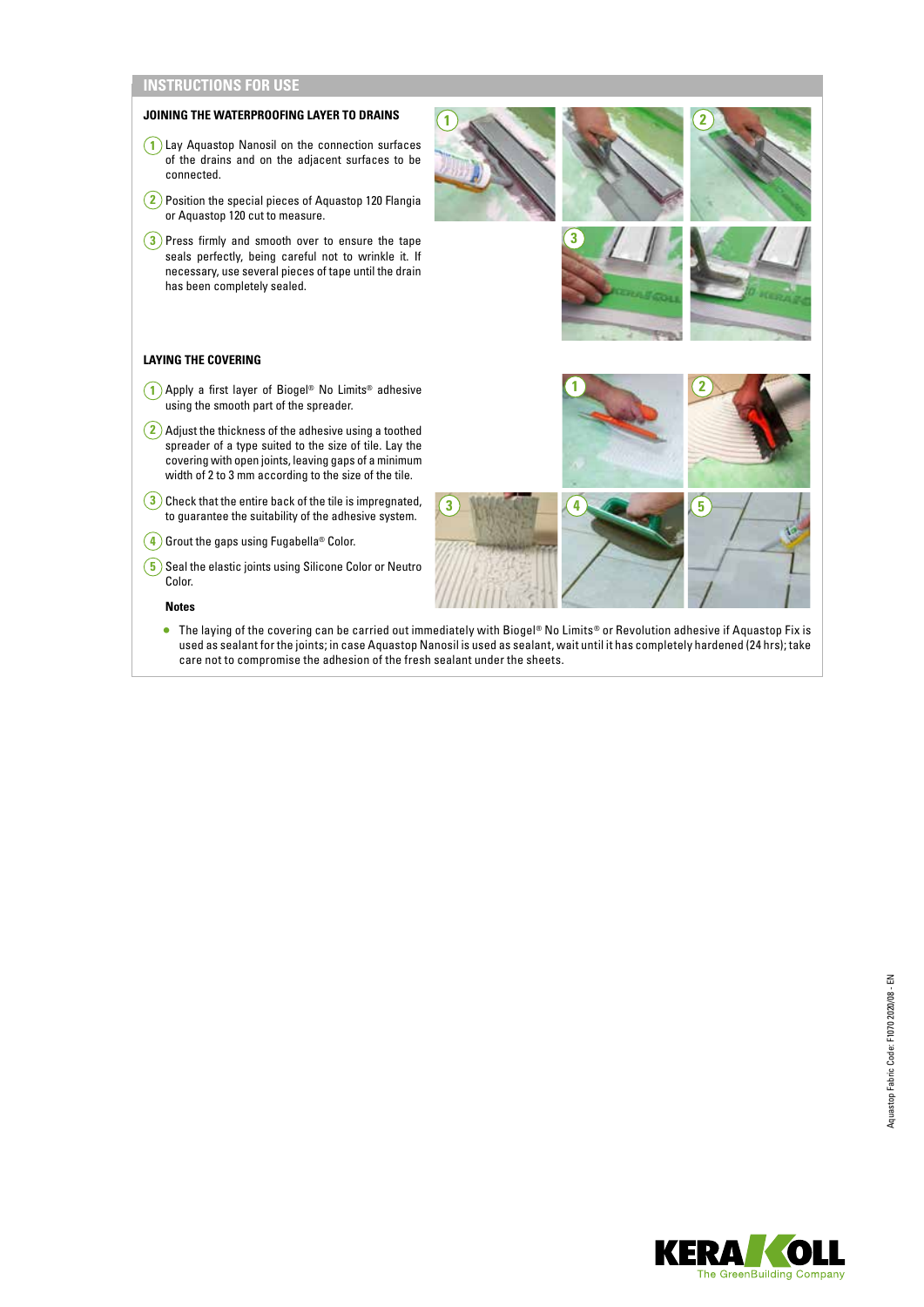## INSTRUCTIONS FOR USE

### JOINING THE WATERPROOFING LAYER TO DRAINS

1. Lay Aquastop Nanosil on the connection surfaces of the drains and on the adjacent surfaces to be connected.
2. Position the special pieces of Aquastop 120 Flangia or Aquastop 120 cut to measure.
3. Press firmly and smooth over to ensure the tape seals perfectly, being careful not to wrinkle it. If necessary, use several pieces of tape until the drain has been completely sealed.

### LAYING THE COVERING

1. Apply a first layer of Biogel® No Limits® adhesive using the smooth part of the spreader.
2. Adjust the thickness of the adhesive using a toothed spreader of a type suited to the size of tile. Lay the covering with open joints, leaving gaps of a minimum width of 2 to 3 mm according to the size of the tile.
3. Check that the entire back of the tile is impregnated, to guarantee the suitability of the adhesive system.
4. Grout the gaps using Fugabella® Color.
5. Seal the elastic joints using Silicone Color or Neutro Color.

**Notes**

- The laying of the covering can be carried out immediately with Biogel® No Limits® or Revolution adhesive if Aquastop Fix is used as sealant for the joints; in case Aquastop Nanosil is used as sealant, wait until it has completely hardened (24 hrs); take care not to compromise the adhesion of the fresh sealant under the sheets.

Aquastop Fabric Code: F1070 2020/08 - EN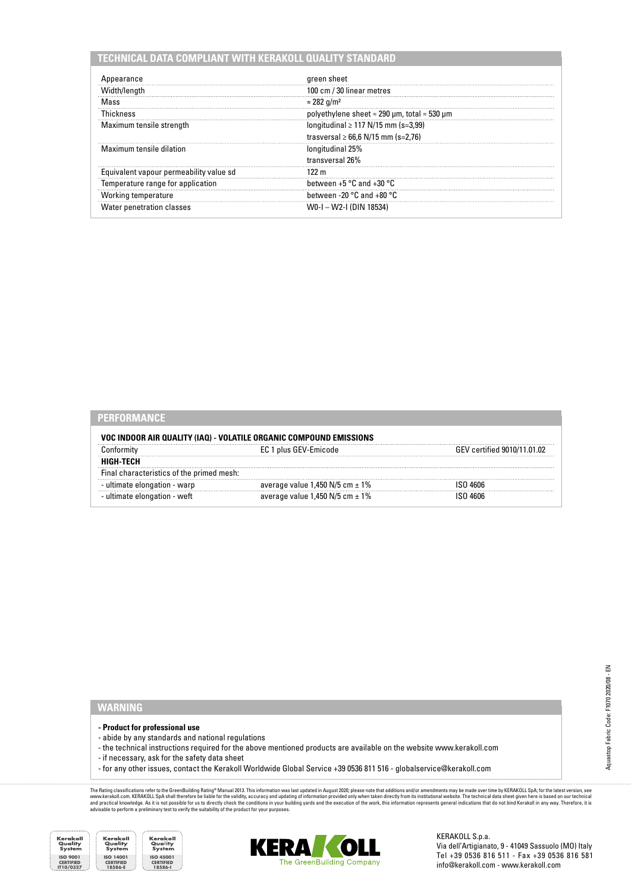## TECHNICAL DATA COMPLIANT WITH KERAKOLL QUALITY STANDARD

| | |
|---|---|
| Appearance | green sheet |
| Width/length | 100 cm / 30 linear metres |
| Mass | ≈ 282 g/m² |
| Thickness | polyethylene sheet ≈ 290 μm, total ≈ 530 μm |
| Maximum tensile strength | longitudinal ≥ 117 N/15 mm (s=3,99) |
| | trasversal ≥ 66,6 N/15 mm (s=2,76) |
| Maximum tensile dilation | longitudinal 25% |
| | transversal 26% |
| Equivalent vapour permeability value sd | 122 m |
| Temperature range for application | between +5 °C and +30 °C |
| Working temperature | between -20 °C and +80 °C |
| Water penetration classes | W0-I – W2-I (DIN 18534) |

## PERFORMANCE

**VOC INDOOR AIR QUALITY (IAQ) - VOLATILE ORGANIC COMPOUND EMISSIONS**

| | | |
|---|---|---|
| Conformity | EC 1 plus GEV-Emicode | GEV certified 9010/11.01.02 |
| **HIGH-TECH** | | |
| Final characteristics of the primed mesh: | | |
| - ultimate elongation - warp | average value 1,450 N/5 cm ± 1% | ISO 4606 |
| - ultimate elongation - weft | average value 1,450 N/5 cm ± 1% | ISO 4606 |

## WARNING

- **Product for professional use**
- abide by any standards and national regulations
- the technical instructions required for the above mentioned products are available on the website www.kerakoll.com
- if necessary, ask for the safety data sheet
- for any other issues, contact the Kerakoll Worldwide Global Service +39 0536 811 516 - globalservice@kerakoll.com

The Rating classifications refer to the GreenBuilding Rating® Manual 2013. This information was last updated in August 2020; please note that additions and/or amendments may be made over time by KERAKOLL SpA; for the latest version, see www.kerakoll.com. KERAKOLL SpA shall therefore be liable for the validity, accuracy and updating of information provided only when taken directly from its institutional website. The technical data sheet given here is based on our technical and practical knowledge. As it is not possible for us to directly check the conditions in your building yards and the execution of the work, this information represents general indications that do not bind Kerakoll in any way. Therefore, it is advisable to perform a preliminary test to verify the suitability of the product for your purposes.

Aquastop Fabric Code: F1070 2020/08 - EN

Kerakoll Quality System ISO 9001 CERTIFIED IT10/0327

Kerakoll Quality System ISO 14001 CERTIFIED 18586-E

Kerakoll Quality System ISO 45001 CERTIFIED 18586-I

KERAKOLL The GreenBuilding Company

KERAKOLL S.p.a.
Via dell'Artigianato, 9 - 41049 Sassuolo (MO) Italy
Tel +39 0536 816 511 - Fax +39 0536 816 581
info@kerakoll.com - www.kerakoll.com